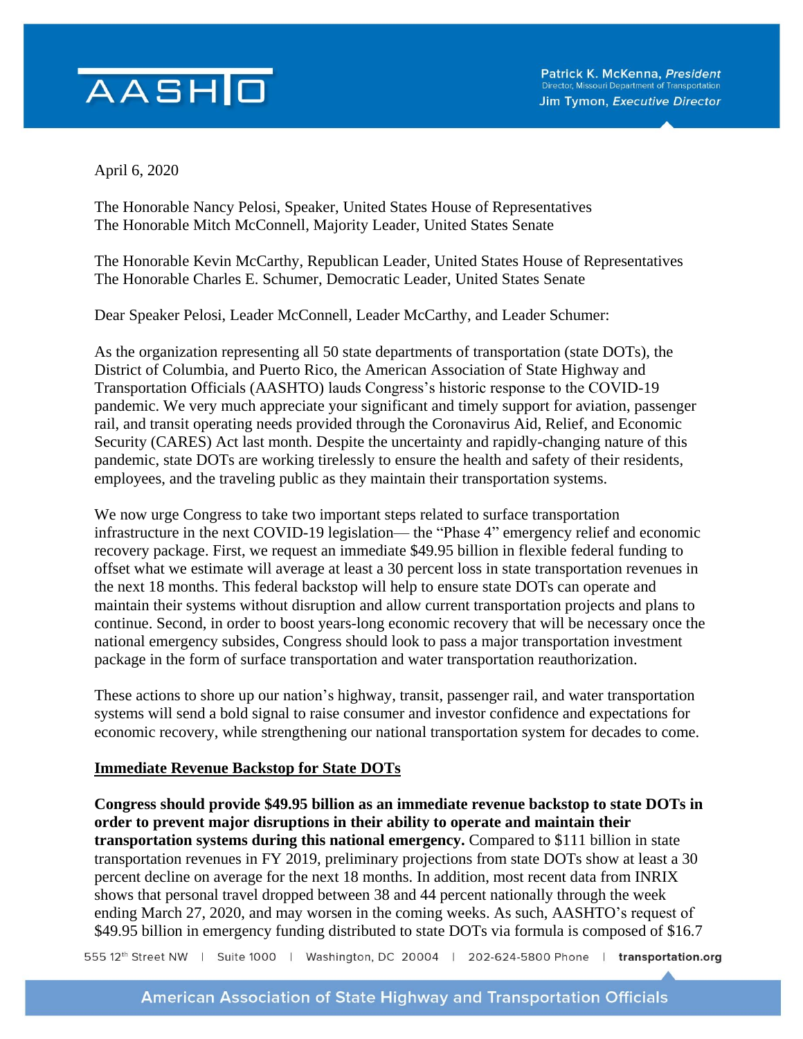AASHTO

Patrick K. McKenna, *President*
Director, Missouri Department of Transportation
Jim Tymon, *Executive Director*

April 6, 2020

The Honorable Nancy Pelosi, Speaker, United States House of Representatives
The Honorable Mitch McConnell, Majority Leader, United States Senate

The Honorable Kevin McCarthy, Republican Leader, United States House of Representatives
The Honorable Charles E. Schumer, Democratic Leader, United States Senate

Dear Speaker Pelosi, Leader McConnell, Leader McCarthy, and Leader Schumer:

As the organization representing all 50 state departments of transportation (state DOTs), the District of Columbia, and Puerto Rico, the American Association of State Highway and Transportation Officials (AASHTO) lauds Congress's historic response to the COVID-19 pandemic. We very much appreciate your significant and timely support for aviation, passenger rail, and transit operating needs provided through the Coronavirus Aid, Relief, and Economic Security (CARES) Act last month. Despite the uncertainty and rapidly-changing nature of this pandemic, state DOTs are working tirelessly to ensure the health and safety of their residents, employees, and the traveling public as they maintain their transportation systems.

We now urge Congress to take two important steps related to surface transportation infrastructure in the next COVID-19 legislation— the "Phase 4" emergency relief and economic recovery package. First, we request an immediate $49.95 billion in flexible federal funding to offset what we estimate will average at least a 30 percent loss in state transportation revenues in the next 18 months. This federal backstop will help to ensure state DOTs can operate and maintain their systems without disruption and allow current transportation projects and plans to continue. Second, in order to boost years-long economic recovery that will be necessary once the national emergency subsides, Congress should look to pass a major transportation investment package in the form of surface transportation and water transportation reauthorization.

These actions to shore up our nation's highway, transit, passenger rail, and water transportation systems will send a bold signal to raise consumer and investor confidence and expectations for economic recovery, while strengthening our national transportation system for decades to come.

## Immediate Revenue Backstop for State DOTs

**Congress should provide $49.95 billion as an immediate revenue backstop to state DOTs in order to prevent major disruptions in their ability to operate and maintain their transportation systems during this national emergency.** Compared to $111 billion in state transportation revenues in FY 2019, preliminary projections from state DOTs show at least a 30 percent decline on average for the next 18 months. In addition, most recent data from INRIX shows that personal travel dropped between 38 and 44 percent nationally through the week ending March 27, 2020, and may worsen in the coming weeks. As such, AASHTO's request of $49.95 billion in emergency funding distributed to state DOTs via formula is composed of $16.7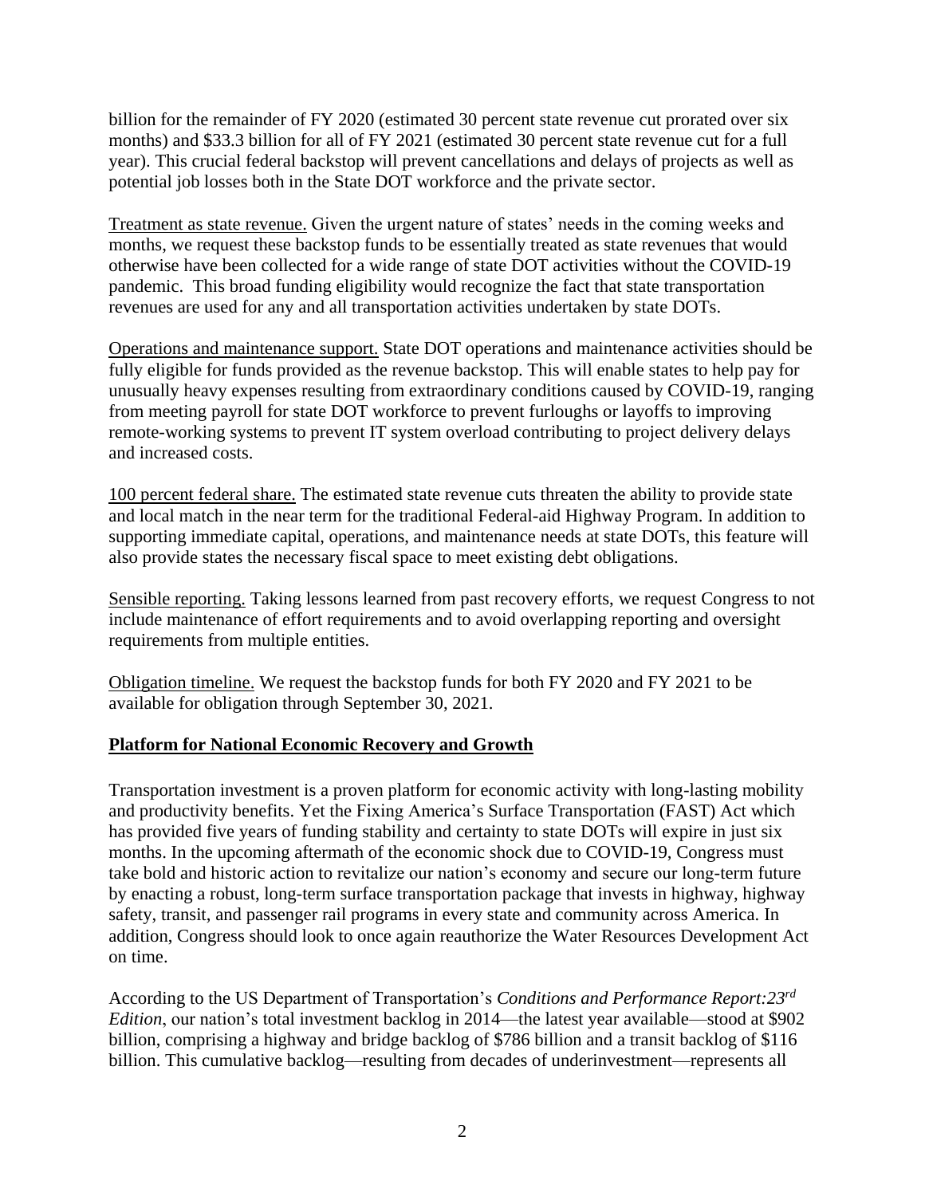billion for the remainder of FY 2020 (estimated 30 percent state revenue cut prorated over six months) and $33.3 billion for all of FY 2021 (estimated 30 percent state revenue cut for a full year). This crucial federal backstop will prevent cancellations and delays of projects as well as potential job losses both in the State DOT workforce and the private sector.

Treatment as state revenue. Given the urgent nature of states' needs in the coming weeks and months, we request these backstop funds to be essentially treated as state revenues that would otherwise have been collected for a wide range of state DOT activities without the COVID-19 pandemic. This broad funding eligibility would recognize the fact that state transportation revenues are used for any and all transportation activities undertaken by state DOTs.

Operations and maintenance support. State DOT operations and maintenance activities should be fully eligible for funds provided as the revenue backstop. This will enable states to help pay for unusually heavy expenses resulting from extraordinary conditions caused by COVID-19, ranging from meeting payroll for state DOT workforce to prevent furloughs or layoffs to improving remote-working systems to prevent IT system overload contributing to project delivery delays and increased costs.

100 percent federal share. The estimated state revenue cuts threaten the ability to provide state and local match in the near term for the traditional Federal-aid Highway Program. In addition to supporting immediate capital, operations, and maintenance needs at state DOTs, this feature will also provide states the necessary fiscal space to meet existing debt obligations.

Sensible reporting. Taking lessons learned from past recovery efforts, we request Congress to not include maintenance of effort requirements and to avoid overlapping reporting and oversight requirements from multiple entities.

Obligation timeline. We request the backstop funds for both FY 2020 and FY 2021 to be available for obligation through September 30, 2021.

## Platform for National Economic Recovery and Growth

Transportation investment is a proven platform for economic activity with long-lasting mobility and productivity benefits. Yet the Fixing America's Surface Transportation (FAST) Act which has provided five years of funding stability and certainty to state DOTs will expire in just six months. In the upcoming aftermath of the economic shock due to COVID-19, Congress must take bold and historic action to revitalize our nation's economy and secure our long-term future by enacting a robust, long-term surface transportation package that invests in highway, highway safety, transit, and passenger rail programs in every state and community across America. In addition, Congress should look to once again reauthorize the Water Resources Development Act on time.

According to the US Department of Transportation's *Conditions and Performance Report:23rd Edition*, our nation's total investment backlog in 2014—the latest year available—stood at $902 billion, comprising a highway and bridge backlog of $786 billion and a transit backlog of $116 billion. This cumulative backlog—resulting from decades of underinvestment—represents all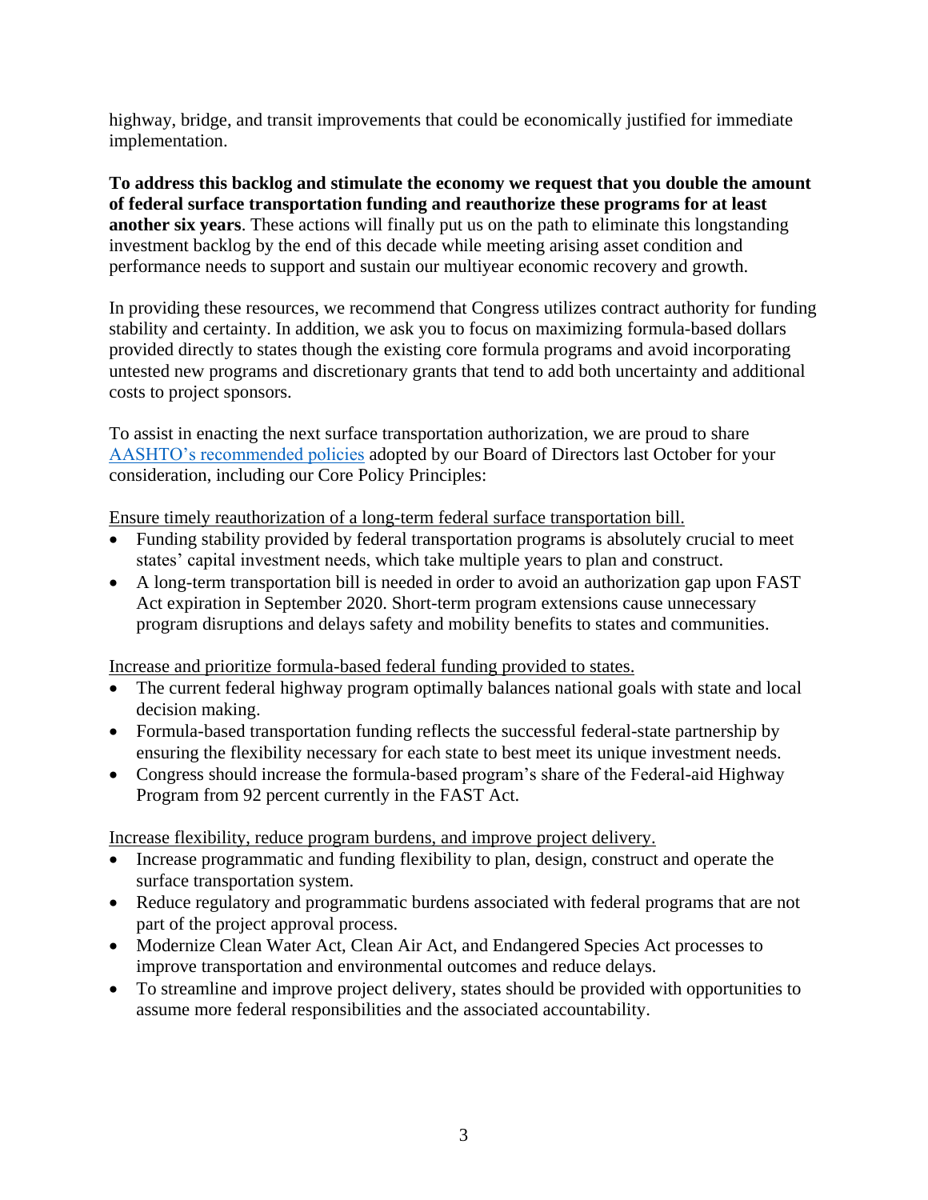highway, bridge, and transit improvements that could be economically justified for immediate implementation.

**To address this backlog and stimulate the economy we request that you double the amount of federal surface transportation funding and reauthorize these programs for at least another six years**. These actions will finally put us on the path to eliminate this longstanding investment backlog by the end of this decade while meeting arising asset condition and performance needs to support and sustain our multiyear economic recovery and growth.

In providing these resources, we recommend that Congress utilizes contract authority for funding stability and certainty. In addition, we ask you to focus on maximizing formula-based dollars provided directly to states though the existing core formula programs and avoid incorporating untested new programs and discretionary grants that tend to add both uncertainty and additional costs to project sponsors.

To assist in enacting the next surface transportation authorization, we are proud to share AASHTO's recommended policies adopted by our Board of Directors last October for your consideration, including our Core Policy Principles:

<u>Ensure timely reauthorization of a long-term federal surface transportation bill.</u>

- Funding stability provided by federal transportation programs is absolutely crucial to meet states' capital investment needs, which take multiple years to plan and construct.
- A long-term transportation bill is needed in order to avoid an authorization gap upon FAST Act expiration in September 2020. Short-term program extensions cause unnecessary program disruptions and delays safety and mobility benefits to states and communities.

<u>Increase and prioritize formula-based federal funding provided to states.</u>

- The current federal highway program optimally balances national goals with state and local decision making.
- Formula-based transportation funding reflects the successful federal-state partnership by ensuring the flexibility necessary for each state to best meet its unique investment needs.
- Congress should increase the formula-based program's share of the Federal-aid Highway Program from 92 percent currently in the FAST Act.

<u>Increase flexibility, reduce program burdens, and improve project delivery.</u>

- Increase programmatic and funding flexibility to plan, design, construct and operate the surface transportation system.
- Reduce regulatory and programmatic burdens associated with federal programs that are not part of the project approval process.
- Modernize Clean Water Act, Clean Air Act, and Endangered Species Act processes to improve transportation and environmental outcomes and reduce delays.
- To streamline and improve project delivery, states should be provided with opportunities to assume more federal responsibilities and the associated accountability.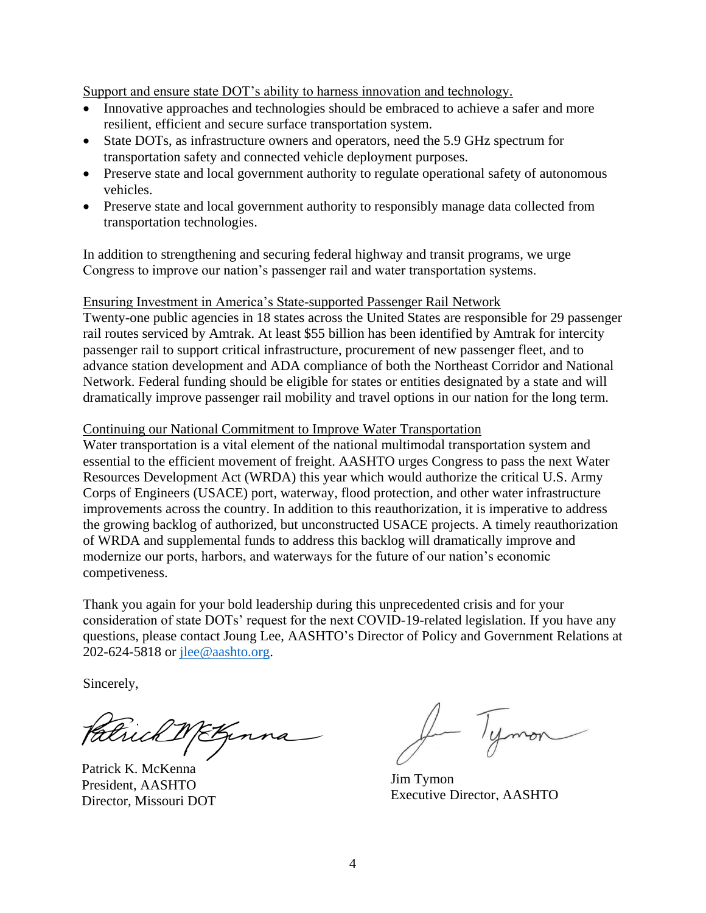Support and ensure state DOT's ability to harness innovation and technology.

- Innovative approaches and technologies should be embraced to achieve a safer and more resilient, efficient and secure surface transportation system.
- State DOTs, as infrastructure owners and operators, need the 5.9 GHz spectrum for transportation safety and connected vehicle deployment purposes.
- Preserve state and local government authority to regulate operational safety of autonomous vehicles.
- Preserve state and local government authority to responsibly manage data collected from transportation technologies.

In addition to strengthening and securing federal highway and transit programs, we urge Congress to improve our nation's passenger rail and water transportation systems.

Ensuring Investment in America's State-supported Passenger Rail Network

Twenty-one public agencies in 18 states across the United States are responsible for 29 passenger rail routes serviced by Amtrak. At least $55 billion has been identified by Amtrak for intercity passenger rail to support critical infrastructure, procurement of new passenger fleet, and to advance station development and ADA compliance of both the Northeast Corridor and National Network. Federal funding should be eligible for states or entities designated by a state and will dramatically improve passenger rail mobility and travel options in our nation for the long term.

Continuing our National Commitment to Improve Water Transportation

Water transportation is a vital element of the national multimodal transportation system and essential to the efficient movement of freight. AASHTO urges Congress to pass the next Water Resources Development Act (WRDA) this year which would authorize the critical U.S. Army Corps of Engineers (USACE) port, waterway, flood protection, and other water infrastructure improvements across the country. In addition to this reauthorization, it is imperative to address the growing backlog of authorized, but unconstructed USACE projects. A timely reauthorization of WRDA and supplemental funds to address this backlog will dramatically improve and modernize our ports, harbors, and waterways for the future of our nation's economic competiveness.

Thank you again for your bold leadership during this unprecedented crisis and for your consideration of state DOTs' request for the next COVID-19-related legislation. If you have any questions, please contact Joung Lee, AASHTO's Director of Policy and Government Relations at 202-624-5818 or jlee@aashto.org.

Sincerely,

Patrick K. McKenna
President, AASHTO
Director, Missouri DOT

Jim Tymon
Executive Director, AASHTO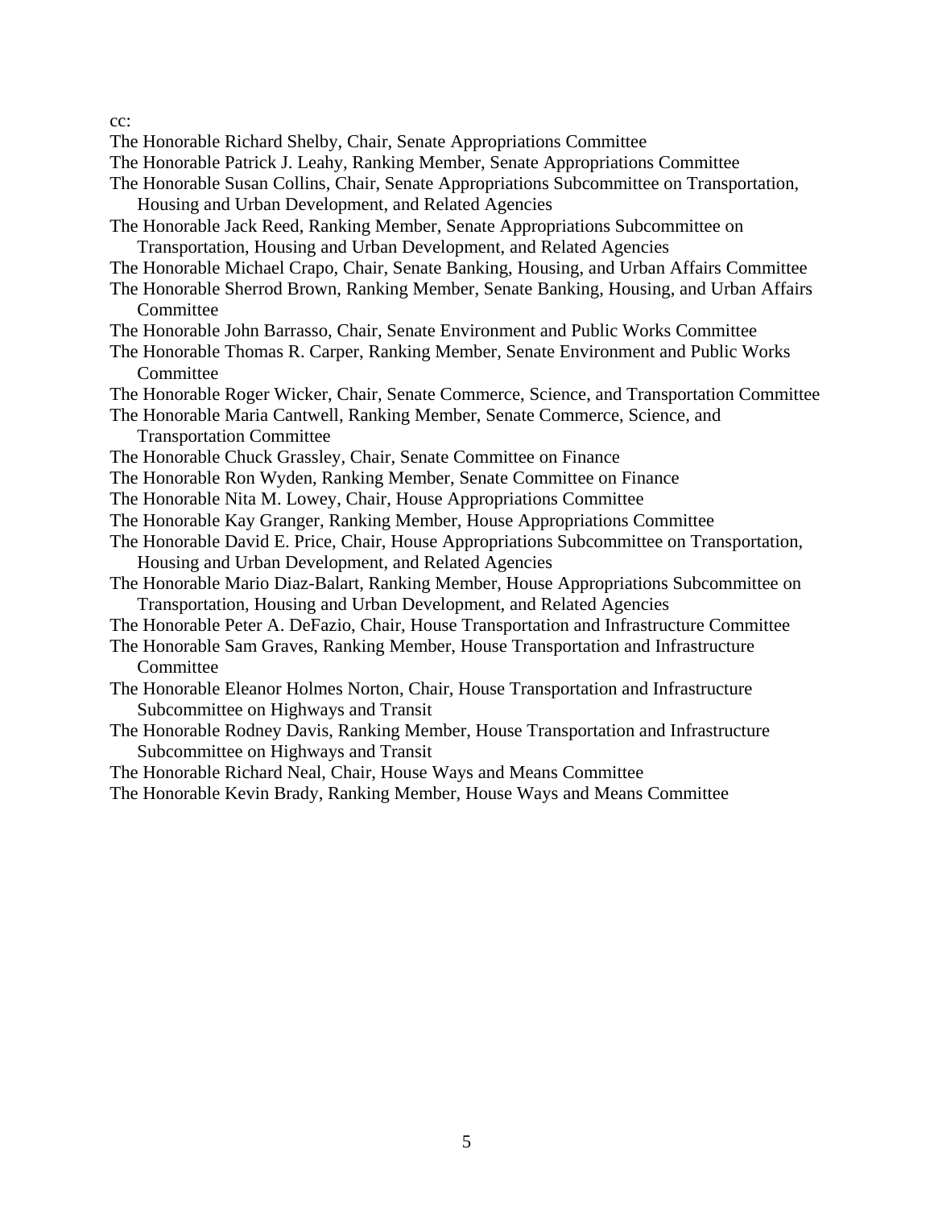cc:

The Honorable Richard Shelby, Chair, Senate Appropriations Committee
The Honorable Patrick J. Leahy, Ranking Member, Senate Appropriations Committee
The Honorable Susan Collins, Chair, Senate Appropriations Subcommittee on Transportation, Housing and Urban Development, and Related Agencies
The Honorable Jack Reed, Ranking Member, Senate Appropriations Subcommittee on Transportation, Housing and Urban Development, and Related Agencies
The Honorable Michael Crapo, Chair, Senate Banking, Housing, and Urban Affairs Committee
The Honorable Sherrod Brown, Ranking Member, Senate Banking, Housing, and Urban Affairs Committee
The Honorable John Barrasso, Chair, Senate Environment and Public Works Committee
The Honorable Thomas R. Carper, Ranking Member, Senate Environment and Public Works Committee
The Honorable Roger Wicker, Chair, Senate Commerce, Science, and Transportation Committee
The Honorable Maria Cantwell, Ranking Member, Senate Commerce, Science, and Transportation Committee
The Honorable Chuck Grassley, Chair, Senate Committee on Finance
The Honorable Ron Wyden, Ranking Member, Senate Committee on Finance
The Honorable Nita M. Lowey, Chair, House Appropriations Committee
The Honorable Kay Granger, Ranking Member, House Appropriations Committee
The Honorable David E. Price, Chair, House Appropriations Subcommittee on Transportation, Housing and Urban Development, and Related Agencies
The Honorable Mario Diaz-Balart, Ranking Member, House Appropriations Subcommittee on Transportation, Housing and Urban Development, and Related Agencies
The Honorable Peter A. DeFazio, Chair, House Transportation and Infrastructure Committee
The Honorable Sam Graves, Ranking Member, House Transportation and Infrastructure Committee
The Honorable Eleanor Holmes Norton, Chair, House Transportation and Infrastructure Subcommittee on Highways and Transit
The Honorable Rodney Davis, Ranking Member, House Transportation and Infrastructure Subcommittee on Highways and Transit
The Honorable Richard Neal, Chair, House Ways and Means Committee
The Honorable Kevin Brady, Ranking Member, House Ways and Means Committee